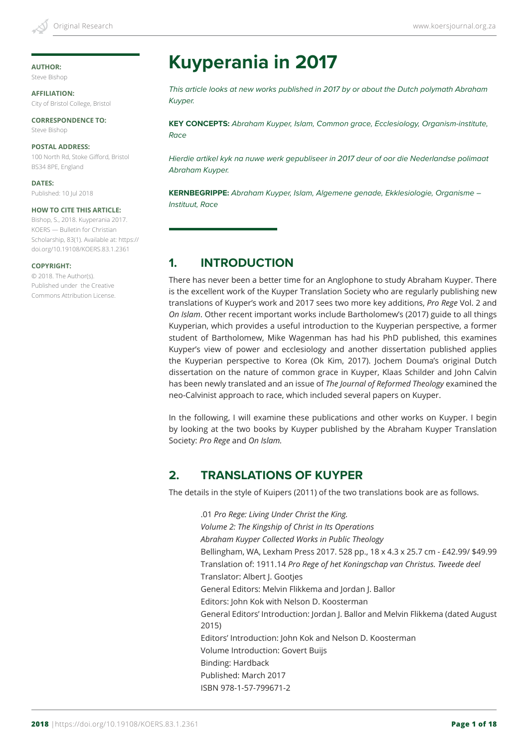**AUTHOR:**
Steve Bishop

**AFFILIATION:**
City of Bristol College, Bristol

**CORRESPONDENCE TO:**
Steve Bishop

**POSTAL ADDRESS:**
100 North Rd, Stoke Gifford, Bristol BS34 8PE, England

**DATES:**
Published: 10 Jul 2018

**HOW TO CITE THIS ARTICLE:**
Bishop, S., 2018. Kuyperania 2017. KOERS — Bulletin for Christian Scholarship, 83(1). Available at: https://doi.org/10.19108/KOERS.83.1.2361

**COPYRIGHT:**
© 2018. The Author(s). Published under the Creative Commons Attribution License.

# Kuyperania in 2017

*This article looks at new works published in 2017 by or about the Dutch polymath Abraham Kuyper.*

**KEY CONCEPTS:** *Abraham Kuyper, Islam, Common grace, Ecclesiology, Organism-institute, Race*

*Hierdie artikel kyk na nuwe werk gepubliseer in 2017 deur of oor die Nederlandse polimaat Abraham Kuyper.*

**KERNBEGRIPPE:** *Abraham Kuyper, Islam, Algemene genade, Ekklesiologie, Organisme – Instituut, Race*

## 1. INTRODUCTION

There has never been a better time for an Anglophone to study Abraham Kuyper. There is the excellent work of the Kuyper Translation Society who are regularly publishing new translations of Kuyper's work and 2017 sees two more key additions, *Pro Rege* Vol. 2 and *On Islam*. Other recent important works include Bartholomew's (2017) guide to all things Kuyperian, which provides a useful introduction to the Kuyperian perspective, a former student of Bartholomew, Mike Wagenman has had his PhD published, this examines Kuyper's view of power and ecclesiology and another dissertation published applies the Kuyperian perspective to Korea (Ok Kim, 2017). Jochem Douma's original Dutch dissertation on the nature of common grace in Kuyper, Klaas Schilder and John Calvin has been newly translated and an issue of *The Journal of Reformed Theology* examined the neo-Calvinist approach to race, which included several papers on Kuyper.

In the following, I will examine these publications and other works on Kuyper. I begin by looking at the two books by Kuyper published by the Abraham Kuyper Translation Society: *Pro Rege* and *On Islam.*

## 2. TRANSLATIONS OF KUYPER

The details in the style of Kuipers (2011) of the two translations book are as follows.

.01 *Pro Rege: Living Under Christ the King.*
*Volume 2: The Kingship of Christ in Its Operations*
*Abraham Kuyper Collected Works in Public Theology*
Bellingham, WA, Lexham Press 2017. 528 pp., 18 x 4.3 x 25.7 cm - £42.99/ $49.99
Translation of: 1911.14 *Pro Rege of het Koningschap van Christus. Tweede deel*
Translator: Albert J. Gootjes
General Editors: Melvin Flikkema and Jordan J. Ballor
Editors: John Kok with Nelson D. Koosterman
General Editors' Introduction: Jordan J. Ballor and Melvin Flikkema (dated August 2015)
Editors' Introduction: John Kok and Nelson D. Koosterman
Volume Introduction: Govert Buijs
Binding: Hardback
Published: March 2017
ISBN 978-1-57-799671-2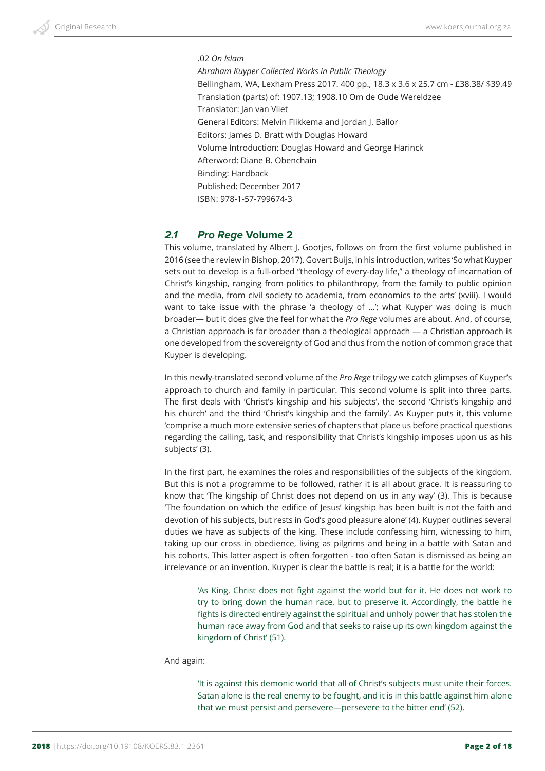.02 *On Islam*

*Abraham Kuyper Collected Works in Public Theology*

Bellingham, WA, Lexham Press 2017. 400 pp., 18.3 x 3.6 x 25.7 cm - £38.38/ $39.49

Translation (parts) of: 1907.13; 1908.10 Om de Oude Wereldzee

Translator: Jan van Vliet

General Editors: Melvin Flikkema and Jordan J. Ballor

Editors: James D. Bratt with Douglas Howard

Volume Introduction: Douglas Howard and George Harinck

Afterword: Diane B. Obenchain

Binding: Hardback

Published: December 2017

ISBN: 978-1-57-799674-3

## 2.1 *Pro Rege* Volume 2

This volume, translated by Albert J. Gootjes, follows on from the first volume published in 2016 (see the review in Bishop, 2017). Govert Buijs, in his introduction, writes 'So what Kuyper sets out to develop is a full-orbed "theology of every-day life," a theology of incarnation of Christ's kingship, ranging from politics to philanthropy, from the family to public opinion and the media, from civil society to academia, from economics to the arts' (xviii). I would want to take issue with the phrase 'a theology of ...'; what Kuyper was doing is much broader— but it does give the feel for what the *Pro Rege* volumes are about. And, of course, a Christian approach is far broader than a theological approach — a Christian approach is one developed from the sovereignty of God and thus from the notion of common grace that Kuyper is developing.

In this newly-translated second volume of the *Pro Rege* trilogy we catch glimpses of Kuyper's approach to church and family in particular. This second volume is split into three parts. The first deals with 'Christ's kingship and his subjects', the second 'Christ's kingship and his church' and the third 'Christ's kingship and the family'. As Kuyper puts it, this volume 'comprise a much more extensive series of chapters that place us before practical questions regarding the calling, task, and responsibility that Christ's kingship imposes upon us as his subjects' (3).

In the first part, he examines the roles and responsibilities of the subjects of the kingdom. But this is not a programme to be followed, rather it is all about grace. It is reassuring to know that 'The kingship of Christ does not depend on us in any way' (3). This is because 'The foundation on which the edifice of Jesus' kingship has been built is not the faith and devotion of his subjects, but rests in God's good pleasure alone' (4). Kuyper outlines several duties we have as subjects of the king. These include confessing him, witnessing to him, taking up our cross in obedience, living as pilgrims and being in a battle with Satan and his cohorts. This latter aspect is often forgotten - too often Satan is dismissed as being an irrelevance or an invention. Kuyper is clear the battle is real; it is a battle for the world:

> 'As King, Christ does not fight against the world but for it. He does not work to try to bring down the human race, but to preserve it. Accordingly, the battle he fights is directed entirely against the spiritual and unholy power that has stolen the human race away from God and that seeks to raise up its own kingdom against the kingdom of Christ' (51).

And again:

> 'It is against this demonic world that all of Christ's subjects must unite their forces. Satan alone is the real enemy to be fought, and it is in this battle against him alone that we must persist and persevere—persevere to the bitter end' (52).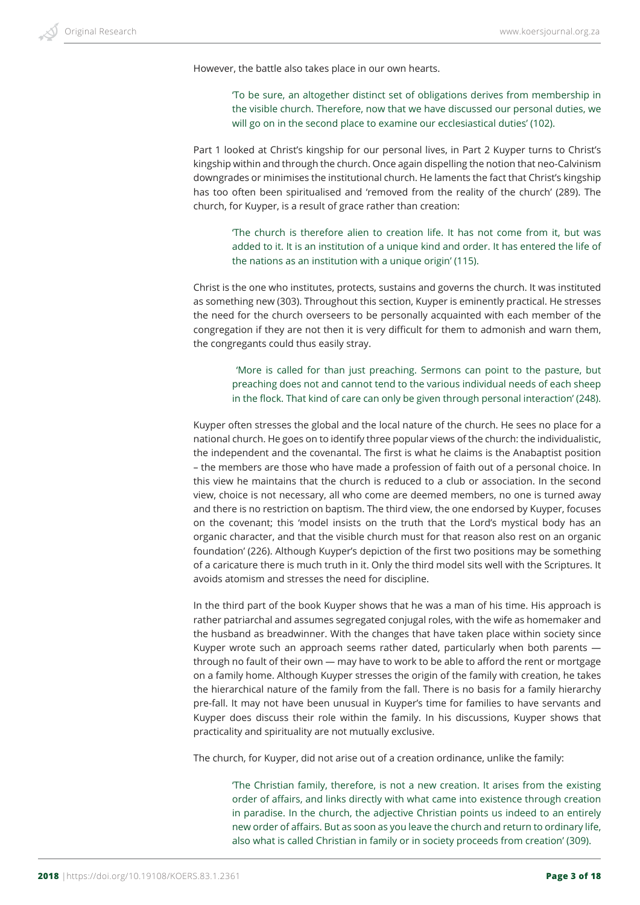However, the battle also takes place in our own hearts.

> 'To be sure, an altogether distinct set of obligations derives from membership in the visible church. Therefore, now that we have discussed our personal duties, we will go on in the second place to examine our ecclesiastical duties' (102).

Part 1 looked at Christ's kingship for our personal lives, in Part 2 Kuyper turns to Christ's kingship within and through the church. Once again dispelling the notion that neo-Calvinism downgrades or minimises the institutional church. He laments the fact that Christ's kingship has too often been spiritualised and 'removed from the reality of the church' (289). The church, for Kuyper, is a result of grace rather than creation:

> 'The church is therefore alien to creation life. It has not come from it, but was added to it. It is an institution of a unique kind and order. It has entered the life of the nations as an institution with a unique origin' (115).

Christ is the one who institutes, protects, sustains and governs the church. It was instituted as something new (303). Throughout this section, Kuyper is eminently practical. He stresses the need for the church overseers to be personally acquainted with each member of the congregation if they are not then it is very difficult for them to admonish and warn them, the congregants could thus easily stray.

> 'More is called for than just preaching. Sermons can point to the pasture, but preaching does not and cannot tend to the various individual needs of each sheep in the flock. That kind of care can only be given through personal interaction' (248).

Kuyper often stresses the global and the local nature of the church. He sees no place for a national church. He goes on to identify three popular views of the church: the individualistic, the independent and the covenantal. The first is what he claims is the Anabaptist position – the members are those who have made a profession of faith out of a personal choice. In this view he maintains that the church is reduced to a club or association. In the second view, choice is not necessary, all who come are deemed members, no one is turned away and there is no restriction on baptism. The third view, the one endorsed by Kuyper, focuses on the covenant; this 'model insists on the truth that the Lord's mystical body has an organic character, and that the visible church must for that reason also rest on an organic foundation' (226). Although Kuyper's depiction of the first two positions may be something of a caricature there is much truth in it. Only the third model sits well with the Scriptures. It avoids atomism and stresses the need for discipline.

In the third part of the book Kuyper shows that he was a man of his time. His approach is rather patriarchal and assumes segregated conjugal roles, with the wife as homemaker and the husband as breadwinner. With the changes that have taken place within society since Kuyper wrote such an approach seems rather dated, particularly when both parents — through no fault of their own — may have to work to be able to afford the rent or mortgage on a family home. Although Kuyper stresses the origin of the family with creation, he takes the hierarchical nature of the family from the fall. There is no basis for a family hierarchy pre-fall. It may not have been unusual in Kuyper's time for families to have servants and Kuyper does discuss their role within the family. In his discussions, Kuyper shows that practicality and spirituality are not mutually exclusive.

The church, for Kuyper, did not arise out of a creation ordinance, unlike the family:

> 'The Christian family, therefore, is not a new creation. It arises from the existing order of affairs, and links directly with what came into existence through creation in paradise. In the church, the adjective Christian points us indeed to an entirely new order of affairs. But as soon as you leave the church and return to ordinary life, also what is called Christian in family or in society proceeds from creation' (309).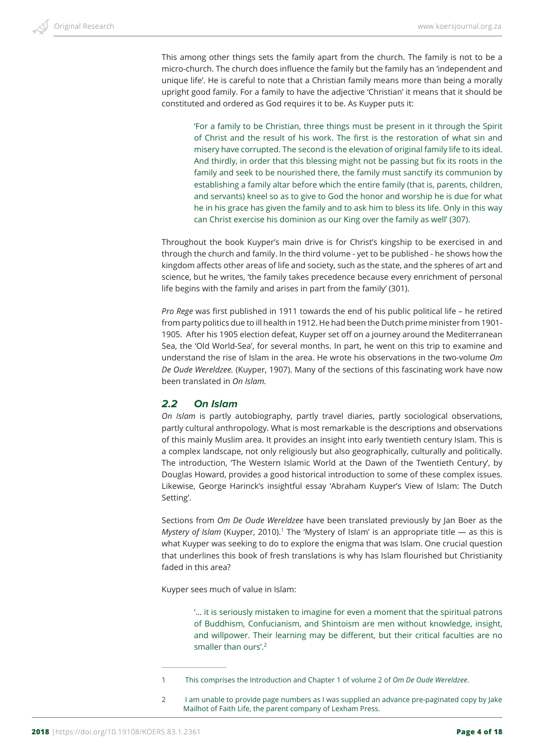This among other things sets the family apart from the church. The family is not to be a micro-church. The church does influence the family but the family has an 'independent and unique life'. He is careful to note that a Christian family means more than being a morally upright good family. For a family to have the adjective 'Christian' it means that it should be constituted and ordered as God requires it to be. As Kuyper puts it:

> 'For a family to be Christian, three things must be present in it through the Spirit of Christ and the result of his work. The first is the restoration of what sin and misery have corrupted. The second is the elevation of original family life to its ideal. And thirdly, in order that this blessing might not be passing but fix its roots in the family and seek to be nourished there, the family must sanctify its communion by establishing a family altar before which the entire family (that is, parents, children, and servants) kneel so as to give to God the honor and worship he is due for what he in his grace has given the family and to ask him to bless its life. Only in this way can Christ exercise his dominion as our King over the family as well' (307).

Throughout the book Kuyper's main drive is for Christ's kingship to be exercised in and through the church and family. In the third volume - yet to be published - he shows how the kingdom affects other areas of life and society, such as the state, and the spheres of art and science, but he writes, 'the family takes precedence because every enrichment of personal life begins with the family and arises in part from the family' (301).

*Pro Rege* was first published in 1911 towards the end of his public political life – he retired from party politics due to ill health in 1912. He had been the Dutch prime minister from 1901-1905. After his 1905 election defeat, Kuyper set off on a journey around the Mediterranean Sea, the 'Old World-Sea', for several months. In part, he went on this trip to examine and understand the rise of Islam in the area. He wrote his observations in the two-volume *Om De Oude Wereldzee.* (Kuyper, 1907). Many of the sections of this fascinating work have now been translated in *On Islam.*

## 2.2 On Islam

*On Islam* is partly autobiography, partly travel diaries, partly sociological observations, partly cultural anthropology. What is most remarkable is the descriptions and observations of this mainly Muslim area. It provides an insight into early twentieth century Islam. This is a complex landscape, not only religiously but also geographically, culturally and politically. The introduction, 'The Western Islamic World at the Dawn of the Twentieth Century', by Douglas Howard, provides a good historical introduction to some of these complex issues. Likewise, George Harinck's insightful essay 'Abraham Kuyper's View of Islam: The Dutch Setting'.

Sections from *Om De Oude Wereldzee* have been translated previously by Jan Boer as the *Mystery of Islam* (Kuyper, 2010).[1] The 'Mystery of Islam' is an appropriate title — as this is what Kuyper was seeking to do to explore the enigma that was Islam. One crucial question that underlines this book of fresh translations is why has Islam flourished but Christianity faded in this area?

Kuyper sees much of value in Islam:

> '… it is seriously mistaken to imagine for even a moment that the spiritual patrons of Buddhism, Confucianism, and Shintoism are men without knowledge, insight, and willpower. Their learning may be different, but their critical faculties are no smaller than ours'.[2]

---

1 This comprises the Introduction and Chapter 1 of volume 2 of *Om De Oude Wereldzee*.

2 I am unable to provide page numbers as I was supplied an advance pre-paginated copy by Jake Mailhot of Faith Life, the parent company of Lexham Press.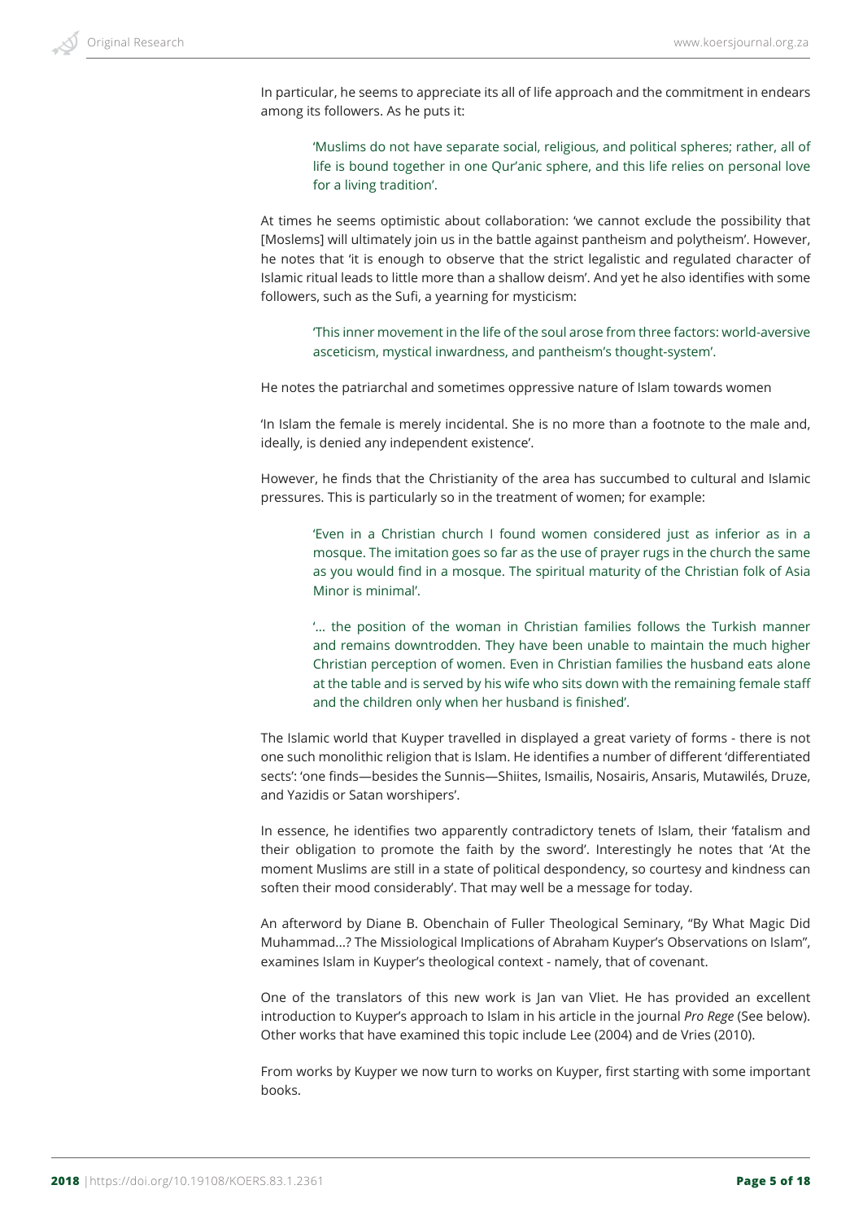In particular, he seems to appreciate its all of life approach and the commitment in endears among its followers. As he puts it:

> 'Muslims do not have separate social, religious, and political spheres; rather, all of life is bound together in one Qur'anic sphere, and this life relies on personal love for a living tradition'.

At times he seems optimistic about collaboration: 'we cannot exclude the possibility that [Moslems] will ultimately join us in the battle against pantheism and polytheism'. However, he notes that 'it is enough to observe that the strict legalistic and regulated character of Islamic ritual leads to little more than a shallow deism'. And yet he also identifies with some followers, such as the Sufi, a yearning for mysticism:

> 'This inner movement in the life of the soul arose from three factors: world-aversive asceticism, mystical inwardness, and pantheism's thought-system'.

He notes the patriarchal and sometimes oppressive nature of Islam towards women

'In Islam the female is merely incidental. She is no more than a footnote to the male and, ideally, is denied any independent existence'.

However, he finds that the Christianity of the area has succumbed to cultural and Islamic pressures. This is particularly so in the treatment of women; for example:

> 'Even in a Christian church I found women considered just as inferior as in a mosque. The imitation goes so far as the use of prayer rugs in the church the same as you would find in a mosque. The spiritual maturity of the Christian folk of Asia Minor is minimal'.
>
> '… the position of the woman in Christian families follows the Turkish manner and remains downtrodden. They have been unable to maintain the much higher Christian perception of women. Even in Christian families the husband eats alone at the table and is served by his wife who sits down with the remaining female staff and the children only when her husband is finished'.

The Islamic world that Kuyper travelled in displayed a great variety of forms - there is not one such monolithic religion that is Islam. He identifies a number of different 'differentiated sects': 'one finds—besides the Sunnis—Shiites, Ismailis, Nosairis, Ansaris, Mutawilés, Druze, and Yazidis or Satan worshipers'.

In essence, he identifies two apparently contradictory tenets of Islam, their 'fatalism and their obligation to promote the faith by the sword'. Interestingly he notes that 'At the moment Muslims are still in a state of political despondency, so courtesy and kindness can soften their mood considerably'. That may well be a message for today.

An afterword by Diane B. Obenchain of Fuller Theological Seminary, "By What Magic Did Muhammad…? The Missiological Implications of Abraham Kuyper's Observations on Islam", examines Islam in Kuyper's theological context - namely, that of covenant.

One of the translators of this new work is Jan van Vliet. He has provided an excellent introduction to Kuyper's approach to Islam in his article in the journal *Pro Rege* (See below). Other works that have examined this topic include Lee (2004) and de Vries (2010).

From works by Kuyper we now turn to works on Kuyper, first starting with some important books.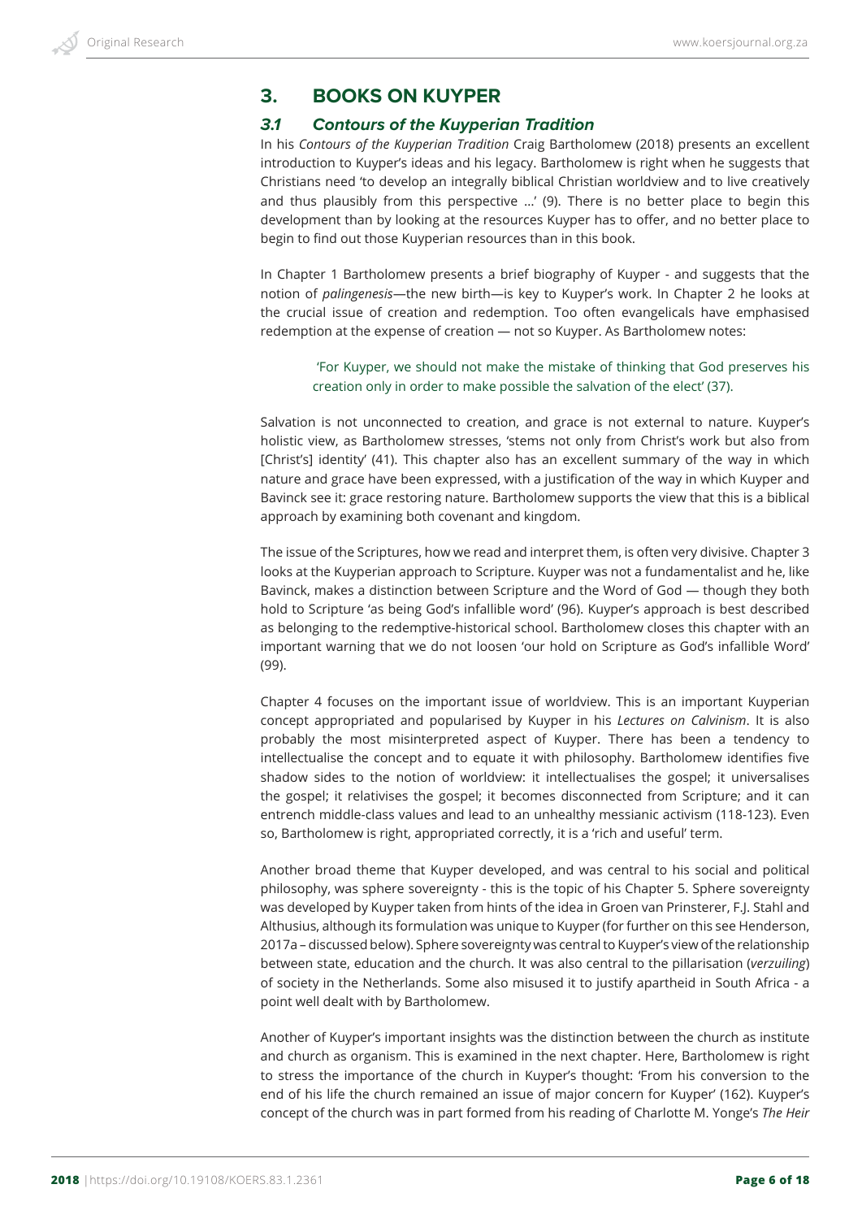## 3. BOOKS ON KUYPER

### 3.1 Contours of the Kuyperian Tradition

In his *Contours of the Kuyperian Tradition* Craig Bartholomew (2018) presents an excellent introduction to Kuyper's ideas and his legacy. Bartholomew is right when he suggests that Christians need 'to develop an integrally biblical Christian worldview and to live creatively and thus plausibly from this perspective …' (9). There is no better place to begin this development than by looking at the resources Kuyper has to offer, and no better place to begin to find out those Kuyperian resources than in this book.

In Chapter 1 Bartholomew presents a brief biography of Kuyper - and suggests that the notion of *palingenesis*—the new birth—is key to Kuyper's work. In Chapter 2 he looks at the crucial issue of creation and redemption. Too often evangelicals have emphasised redemption at the expense of creation — not so Kuyper. As Bartholomew notes:

> 'For Kuyper, we should not make the mistake of thinking that God preserves his creation only in order to make possible the salvation of the elect' (37).

Salvation is not unconnected to creation, and grace is not external to nature. Kuyper's holistic view, as Bartholomew stresses, 'stems not only from Christ's work but also from [Christ's] identity' (41). This chapter also has an excellent summary of the way in which nature and grace have been expressed, with a justification of the way in which Kuyper and Bavinck see it: grace restoring nature. Bartholomew supports the view that this is a biblical approach by examining both covenant and kingdom.

The issue of the Scriptures, how we read and interpret them, is often very divisive. Chapter 3 looks at the Kuyperian approach to Scripture. Kuyper was not a fundamentalist and he, like Bavinck, makes a distinction between Scripture and the Word of God — though they both hold to Scripture 'as being God's infallible word' (96). Kuyper's approach is best described as belonging to the redemptive-historical school. Bartholomew closes this chapter with an important warning that we do not loosen 'our hold on Scripture as God's infallible Word' (99).

Chapter 4 focuses on the important issue of worldview. This is an important Kuyperian concept appropriated and popularised by Kuyper in his *Lectures on Calvinism*. It is also probably the most misinterpreted aspect of Kuyper. There has been a tendency to intellectualise the concept and to equate it with philosophy. Bartholomew identifies five shadow sides to the notion of worldview: it intellectualises the gospel; it universalises the gospel; it relativises the gospel; it becomes disconnected from Scripture; and it can entrench middle-class values and lead to an unhealthy messianic activism (118-123). Even so, Bartholomew is right, appropriated correctly, it is a 'rich and useful' term.

Another broad theme that Kuyper developed, and was central to his social and political philosophy, was sphere sovereignty - this is the topic of his Chapter 5. Sphere sovereignty was developed by Kuyper taken from hints of the idea in Groen van Prinsterer, F.J. Stahl and Althusius, although its formulation was unique to Kuyper (for further on this see Henderson, 2017a – discussed below). Sphere sovereignty was central to Kuyper's view of the relationship between state, education and the church. It was also central to the pillarisation (*verzuiling*) of society in the Netherlands. Some also misused it to justify apartheid in South Africa - a point well dealt with by Bartholomew.

Another of Kuyper's important insights was the distinction between the church as institute and church as organism. This is examined in the next chapter. Here, Bartholomew is right to stress the importance of the church in Kuyper's thought: 'From his conversion to the end of his life the church remained an issue of major concern for Kuyper' (162). Kuyper's concept of the church was in part formed from his reading of Charlotte M. Yonge's *The Heir*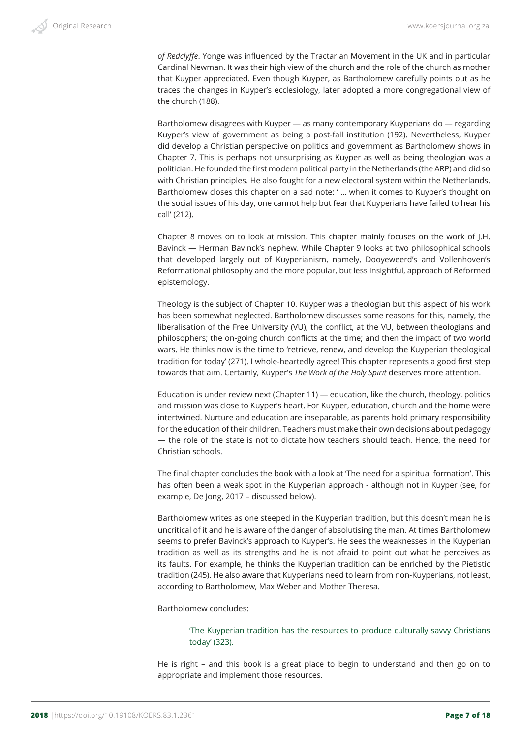*of Redclyffe*. Yonge was influenced by the Tractarian Movement in the UK and in particular Cardinal Newman. It was their high view of the church and the role of the church as mother that Kuyper appreciated. Even though Kuyper, as Bartholomew carefully points out as he traces the changes in Kuyper's ecclesiology, later adopted a more congregational view of the church (188).

Bartholomew disagrees with Kuyper — as many contemporary Kuyperians do — regarding Kuyper's view of government as being a post-fall institution (192). Nevertheless, Kuyper did develop a Christian perspective on politics and government as Bartholomew shows in Chapter 7. This is perhaps not unsurprising as Kuyper as well as being theologian was a politician. He founded the first modern political party in the Netherlands (the ARP) and did so with Christian principles. He also fought for a new electoral system within the Netherlands. Bartholomew closes this chapter on a sad note: ' … when it comes to Kuyper's thought on the social issues of his day, one cannot help but fear that Kuyperians have failed to hear his call' (212).

Chapter 8 moves on to look at mission. This chapter mainly focuses on the work of J.H. Bavinck — Herman Bavinck's nephew. While Chapter 9 looks at two philosophical schools that developed largely out of Kuyperianism, namely, Dooyeweerd's and Vollenhoven's Reformational philosophy and the more popular, but less insightful, approach of Reformed epistemology.

Theology is the subject of Chapter 10. Kuyper was a theologian but this aspect of his work has been somewhat neglected. Bartholomew discusses some reasons for this, namely, the liberalisation of the Free University (VU); the conflict, at the VU, between theologians and philosophers; the on-going church conflicts at the time; and then the impact of two world wars. He thinks now is the time to 'retrieve, renew, and develop the Kuyperian theological tradition for today' (271). I whole-heartedly agree! This chapter represents a good first step towards that aim. Certainly, Kuyper's *The Work of the Holy Spirit* deserves more attention.

Education is under review next (Chapter 11) — education, like the church, theology, politics and mission was close to Kuyper's heart. For Kuyper, education, church and the home were intertwined. Nurture and education are inseparable, as parents hold primary responsibility for the education of their children. Teachers must make their own decisions about pedagogy — the role of the state is not to dictate how teachers should teach. Hence, the need for Christian schools.

The final chapter concludes the book with a look at 'The need for a spiritual formation'. This has often been a weak spot in the Kuyperian approach - although not in Kuyper (see, for example, De Jong, 2017 – discussed below).

Bartholomew writes as one steeped in the Kuyperian tradition, but this doesn't mean he is uncritical of it and he is aware of the danger of absolutising the man. At times Bartholomew seems to prefer Bavinck's approach to Kuyper's. He sees the weaknesses in the Kuyperian tradition as well as its strengths and he is not afraid to point out what he perceives as its faults. For example, he thinks the Kuyperian tradition can be enriched by the Pietistic tradition (245). He also aware that Kuyperians need to learn from non-Kuyperians, not least, according to Bartholomew, Max Weber and Mother Theresa.

Bartholomew concludes:

> 'The Kuyperian tradition has the resources to produce culturally savvy Christians today' (323).

He is right – and this book is a great place to begin to understand and then go on to appropriate and implement those resources.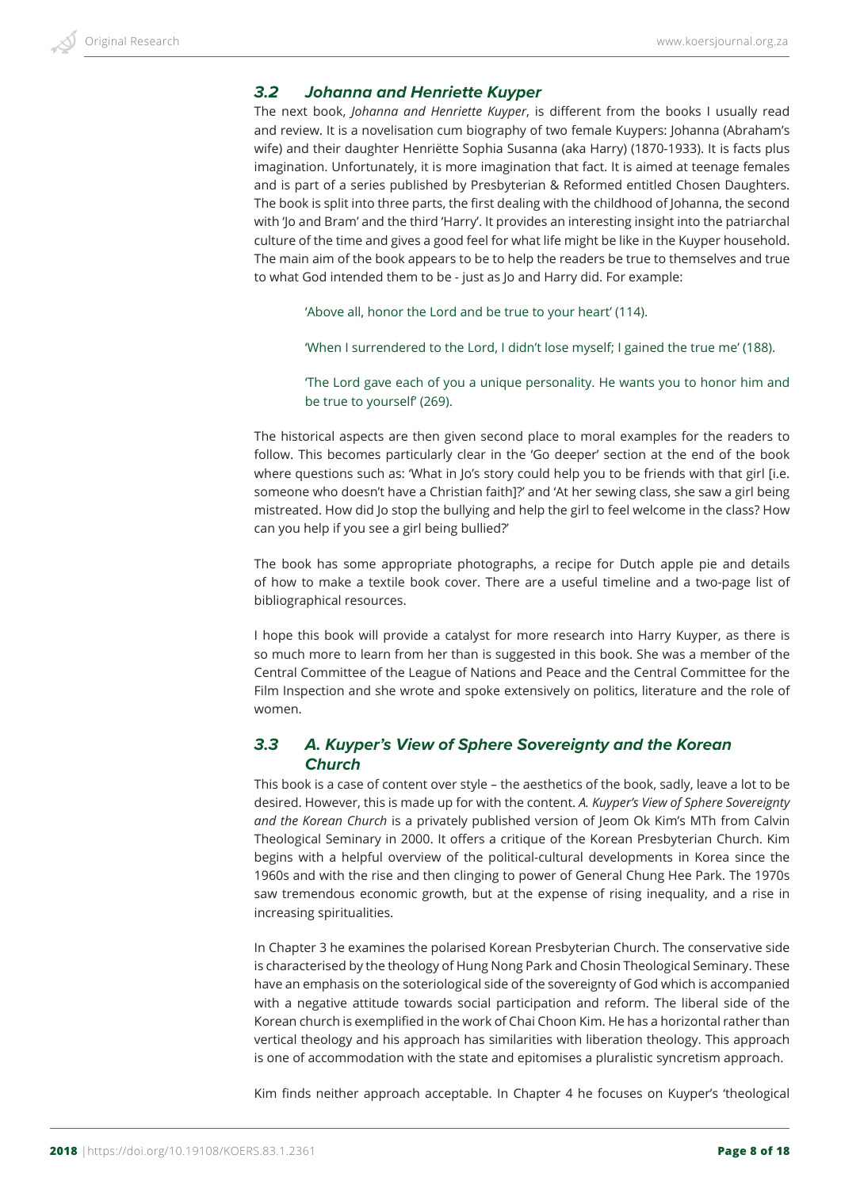### 3.2 Johanna and Henriette Kuyper

The next book, *Johanna and Henriette Kuyper*, is different from the books I usually read and review. It is a novelisation cum biography of two female Kuypers: Johanna (Abraham's wife) and their daughter Henriëtte Sophia Susanna (aka Harry) (1870-1933). It is facts plus imagination. Unfortunately, it is more imagination that fact. It is aimed at teenage females and is part of a series published by Presbyterian & Reformed entitled Chosen Daughters. The book is split into three parts, the first dealing with the childhood of Johanna, the second with 'Jo and Bram' and the third 'Harry'. It provides an interesting insight into the patriarchal culture of the time and gives a good feel for what life might be like in the Kuyper household. The main aim of the book appears to be to help the readers be true to themselves and true to what God intended them to be - just as Jo and Harry did. For example:

> 'Above all, honor the Lord and be true to your heart' (114).
>
> 'When I surrendered to the Lord, I didn't lose myself; I gained the true me' (188).
>
> 'The Lord gave each of you a unique personality. He wants you to honor him and be true to yourself' (269).

The historical aspects are then given second place to moral examples for the readers to follow. This becomes particularly clear in the 'Go deeper' section at the end of the book where questions such as: 'What in Jo's story could help you to be friends with that girl [i.e. someone who doesn't have a Christian faith]?' and 'At her sewing class, she saw a girl being mistreated. How did Jo stop the bullying and help the girl to feel welcome in the class? How can you help if you see a girl being bullied?'

The book has some appropriate photographs, a recipe for Dutch apple pie and details of how to make a textile book cover. There are a useful timeline and a two-page list of bibliographical resources.

I hope this book will provide a catalyst for more research into Harry Kuyper, as there is so much more to learn from her than is suggested in this book. She was a member of the Central Committee of the League of Nations and Peace and the Central Committee for the Film Inspection and she wrote and spoke extensively on politics, literature and the role of women.

### 3.3 A. Kuyper's View of Sphere Sovereignty and the Korean Church

This book is a case of content over style – the aesthetics of the book, sadly, leave a lot to be desired. However, this is made up for with the content. *A. Kuyper's View of Sphere Sovereignty and the Korean Church* is a privately published version of Jeom Ok Kim's MTh from Calvin Theological Seminary in 2000. It offers a critique of the Korean Presbyterian Church. Kim begins with a helpful overview of the political-cultural developments in Korea since the 1960s and with the rise and then clinging to power of General Chung Hee Park. The 1970s saw tremendous economic growth, but at the expense of rising inequality, and a rise in increasing spiritualities.

In Chapter 3 he examines the polarised Korean Presbyterian Church. The conservative side is characterised by the theology of Hung Nong Park and Chosin Theological Seminary. These have an emphasis on the soteriological side of the sovereignty of God which is accompanied with a negative attitude towards social participation and reform. The liberal side of the Korean church is exemplified in the work of Chai Choon Kim. He has a horizontal rather than vertical theology and his approach has similarities with liberation theology. This approach is one of accommodation with the state and epitomises a pluralistic syncretism approach.

Kim finds neither approach acceptable. In Chapter 4 he focuses on Kuyper's 'theological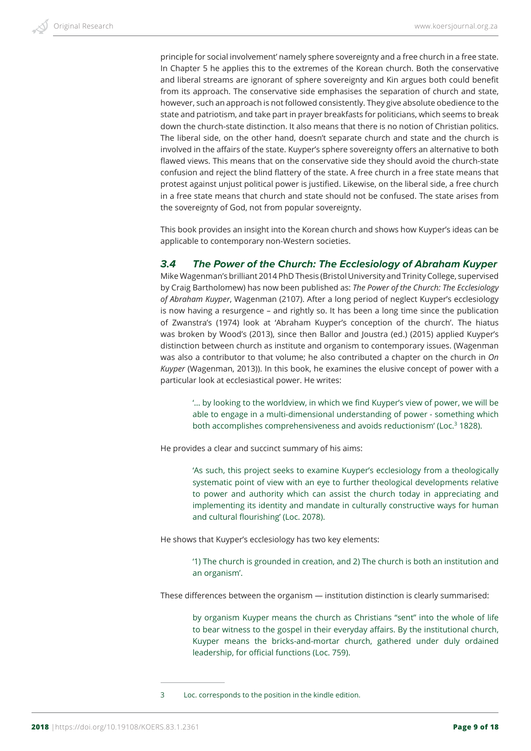principle for social involvement' namely sphere sovereignty and a free church in a free state. In Chapter 5 he applies this to the extremes of the Korean church. Both the conservative and liberal streams are ignorant of sphere sovereignty and Kin argues both could benefit from its approach. The conservative side emphasises the separation of church and state, however, such an approach is not followed consistently. They give absolute obedience to the state and patriotism, and take part in prayer breakfasts for politicians, which seems to break down the church-state distinction. It also means that there is no notion of Christian politics. The liberal side, on the other hand, doesn't separate church and state and the church is involved in the affairs of the state. Kuyper's sphere sovereignty offers an alternative to both flawed views. This means that on the conservative side they should avoid the church-state confusion and reject the blind flattery of the state. A free church in a free state means that protest against unjust political power is justified. Likewise, on the liberal side, a free church in a free state means that church and state should not be confused. The state arises from the sovereignty of God, not from popular sovereignty.

This book provides an insight into the Korean church and shows how Kuyper's ideas can be applicable to contemporary non-Western societies.

### 3.4 The Power of the Church: The Ecclesiology of Abraham Kuyper

Mike Wagenman's brilliant 2014 PhD Thesis (Bristol University and Trinity College, supervised by Craig Bartholomew) has now been published as: *The Power of the Church: The Ecclesiology of Abraham Kuyper*, Wagenman (2107). After a long period of neglect Kuyper's ecclesiology is now having a resurgence – and rightly so. It has been a long time since the publication of Zwanstra's (1974) look at 'Abraham Kuyper's conception of the church'. The hiatus was broken by Wood's (2013), since then Ballor and Joustra (ed.) (2015) applied Kuyper's distinction between church as institute and organism to contemporary issues. (Wagenman was also a contributor to that volume; he also contributed a chapter on the church in *On Kuyper* (Wagenman, 2013)). In this book, he examines the elusive concept of power with a particular look at ecclesiastical power. He writes:

> '... by looking to the worldview, in which we find Kuyper's view of power, we will be able to engage in a multi-dimensional understanding of power - something which both accomplishes comprehensiveness and avoids reductionism' (Loc.[3] 1828).

He provides a clear and succinct summary of his aims:

> 'As such, this project seeks to examine Kuyper's ecclesiology from a theologically systematic point of view with an eye to further theological developments relative to power and authority which can assist the church today in appreciating and implementing its identity and mandate in culturally constructive ways for human and cultural flourishing' (Loc. 2078).

He shows that Kuyper's ecclesiology has two key elements:

> '1) The church is grounded in creation, and 2) The church is both an institution and an organism'.

These differences between the organism — institution distinction is clearly summarised:

> by organism Kuyper means the church as Christians "sent" into the whole of life to bear witness to the gospel in their everyday affairs. By the institutional church, Kuyper means the bricks-and-mortar church, gathered under duly ordained leadership, for official functions (Loc. 759).

---

3 Loc. corresponds to the position in the kindle edition.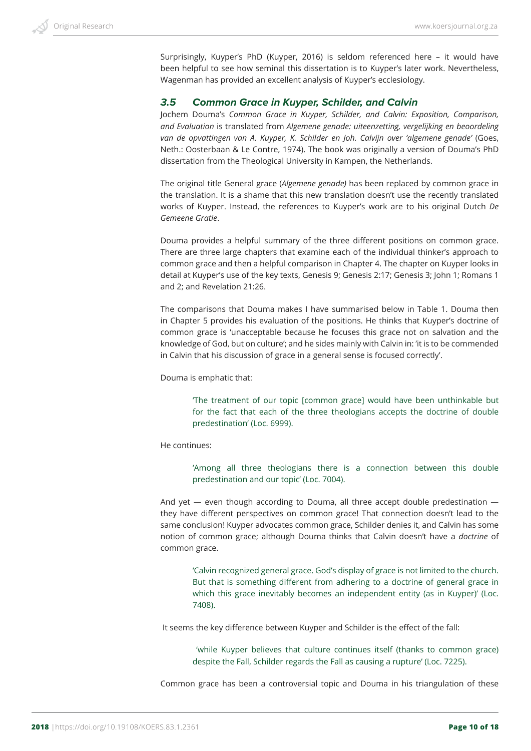Surprisingly, Kuyper's PhD (Kuyper, 2016) is seldom referenced here – it would have been helpful to see how seminal this dissertation is to Kuyper's later work. Nevertheless, Wagenman has provided an excellent analysis of Kuyper's ecclesiology.

### 3.5 Common Grace in Kuyper, Schilder, and Calvin

Jochem Douma's *Common Grace in Kuyper, Schilder, and Calvin: Exposition, Comparison, and Evaluation* is translated from *Algemene genade: uiteenzetting, vergelijking en beoordeling van de opvattingen van A. Kuyper, K. Schilder en Joh. Calvijn over 'algemene genade'* (Goes, Neth.: Oosterbaan & Le Contre, 1974). The book was originally a version of Douma's PhD dissertation from the Theological University in Kampen, the Netherlands.

The original title General grace (*Algemene genade)* has been replaced by common grace in the translation. It is a shame that this new translation doesn't use the recently translated works of Kuyper. Instead, the references to Kuyper's work are to his original Dutch *De Gemeene Gratie*.

Douma provides a helpful summary of the three different positions on common grace. There are three large chapters that examine each of the individual thinker's approach to common grace and then a helpful comparison in Chapter 4. The chapter on Kuyper looks in detail at Kuyper's use of the key texts, Genesis 9; Genesis 2:17; Genesis 3; John 1; Romans 1 and 2; and Revelation 21:26.

The comparisons that Douma makes I have summarised below in Table 1. Douma then in Chapter 5 provides his evaluation of the positions. He thinks that Kuyper's doctrine of common grace is 'unacceptable because he focuses this grace not on salvation and the knowledge of God, but on culture'; and he sides mainly with Calvin in: 'it is to be commended in Calvin that his discussion of grace in a general sense is focused correctly'.

Douma is emphatic that:

> 'The treatment of our topic [common grace] would have been unthinkable but for the fact that each of the three theologians accepts the doctrine of double predestination' (Loc. 6999).

He continues:

> 'Among all three theologians there is a connection between this double predestination and our topic' (Loc. 7004).

And yet — even though according to Douma, all three accept double predestination — they have different perspectives on common grace! That connection doesn't lead to the same conclusion! Kuyper advocates common grace, Schilder denies it, and Calvin has some notion of common grace; although Douma thinks that Calvin doesn't have a *doctrine* of common grace.

> 'Calvin recognized general grace. God's display of grace is not limited to the church. But that is something different from adhering to a doctrine of general grace in which this grace inevitably becomes an independent entity (as in Kuyper)' (Loc. 7408).

It seems the key difference between Kuyper and Schilder is the effect of the fall:

> 'while Kuyper believes that culture continues itself (thanks to common grace) despite the Fall, Schilder regards the Fall as causing a rupture' (Loc. 7225).

Common grace has been a controversial topic and Douma in his triangulation of these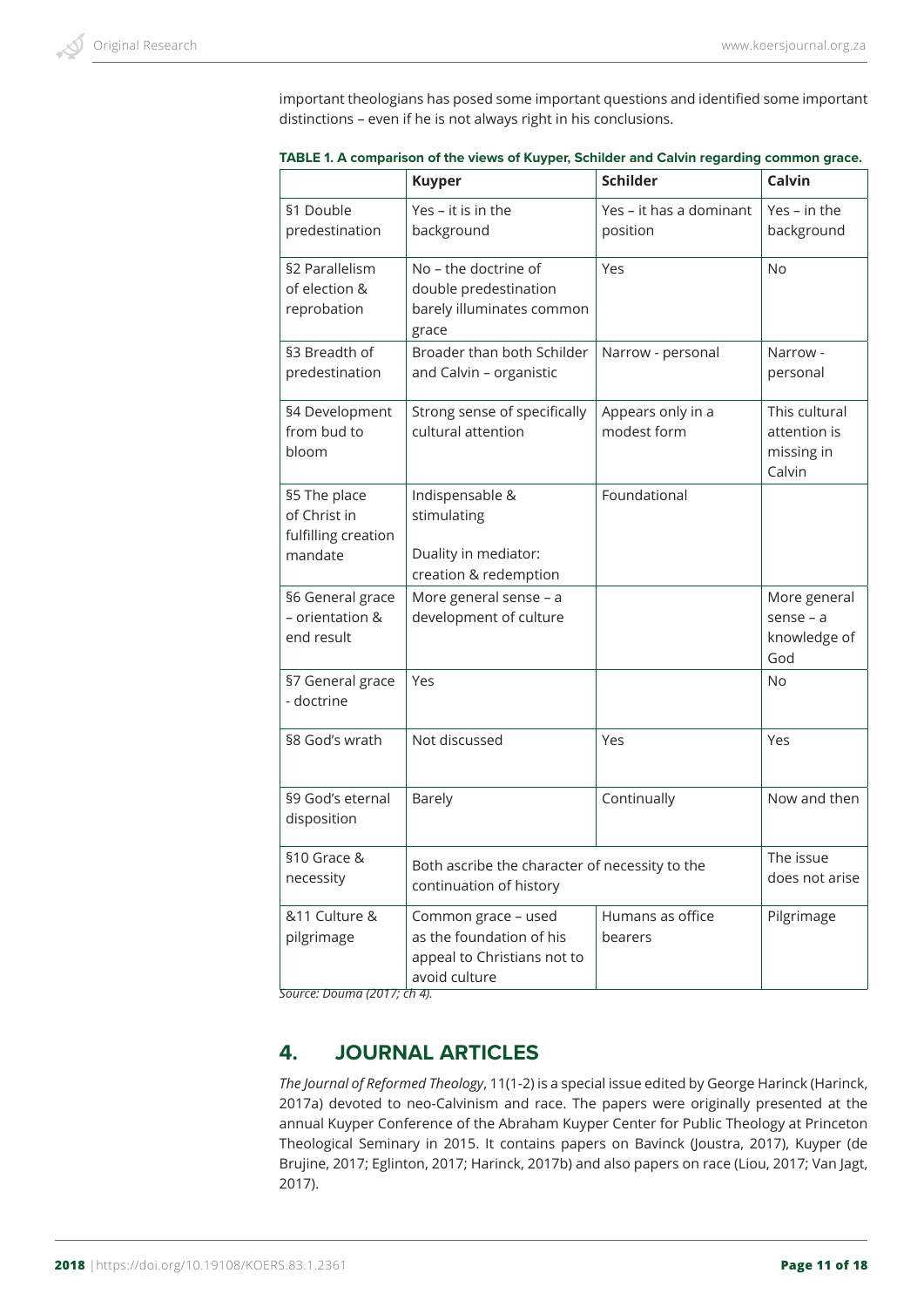important theologians has posed some important questions and identified some important distinctions – even if he is not always right in his conclusions.

**TABLE 1. A comparison of the views of Kuyper, Schilder and Calvin regarding common grace.**

| | Kuyper | Schilder | Calvin |
|---|---|---|---|
| §1 Double predestination | Yes – it is in the background | Yes – it has a dominant position | Yes – in the background |
| §2 Parallelism of election & reprobation | No – the doctrine of double predestination barely illuminates common grace | Yes | No |
| §3 Breadth of predestination | Broader than both Schilder and Calvin – organistic | Narrow - personal | Narrow - personal |
| §4 Development from bud to bloom | Strong sense of specifically cultural attention | Appears only in a modest form | This cultural attention is missing in Calvin |
| §5 The place of Christ in fulfilling creation mandate | Indispensable & stimulating<br><br>Duality in mediator: creation & redemption | Foundational | |
| §6 General grace – orientation & end result | More general sense – a development of culture | | More general sense – a knowledge of God |
| §7 General grace - doctrine | Yes | | No |
| §8 God's wrath | Not discussed | Yes | Yes |
| §9 God's eternal disposition | Barely | Continually | Now and then |
| §10 Grace & necessity | Both ascribe the character of necessity to the continuation of history | | The issue does not arise |
| &11 Culture & pilgrimage | Common grace – used as the foundation of his appeal to Christians not to avoid culture | Humans as office bearers | Pilgrimage |

*Source: Douma (2017; ch 4).*

## 4. JOURNAL ARTICLES

*The Journal of Reformed Theology*, 11(1-2) is a special issue edited by George Harinck (Harinck, 2017a) devoted to neo-Calvinism and race. The papers were originally presented at the annual Kuyper Conference of the Abraham Kuyper Center for Public Theology at Princeton Theological Seminary in 2015. It contains papers on Bavinck (Joustra, 2017), Kuyper (de Brujine, 2017; Eglinton, 2017; Harinck, 2017b) and also papers on race (Liou, 2017; Van Jagt, 2017).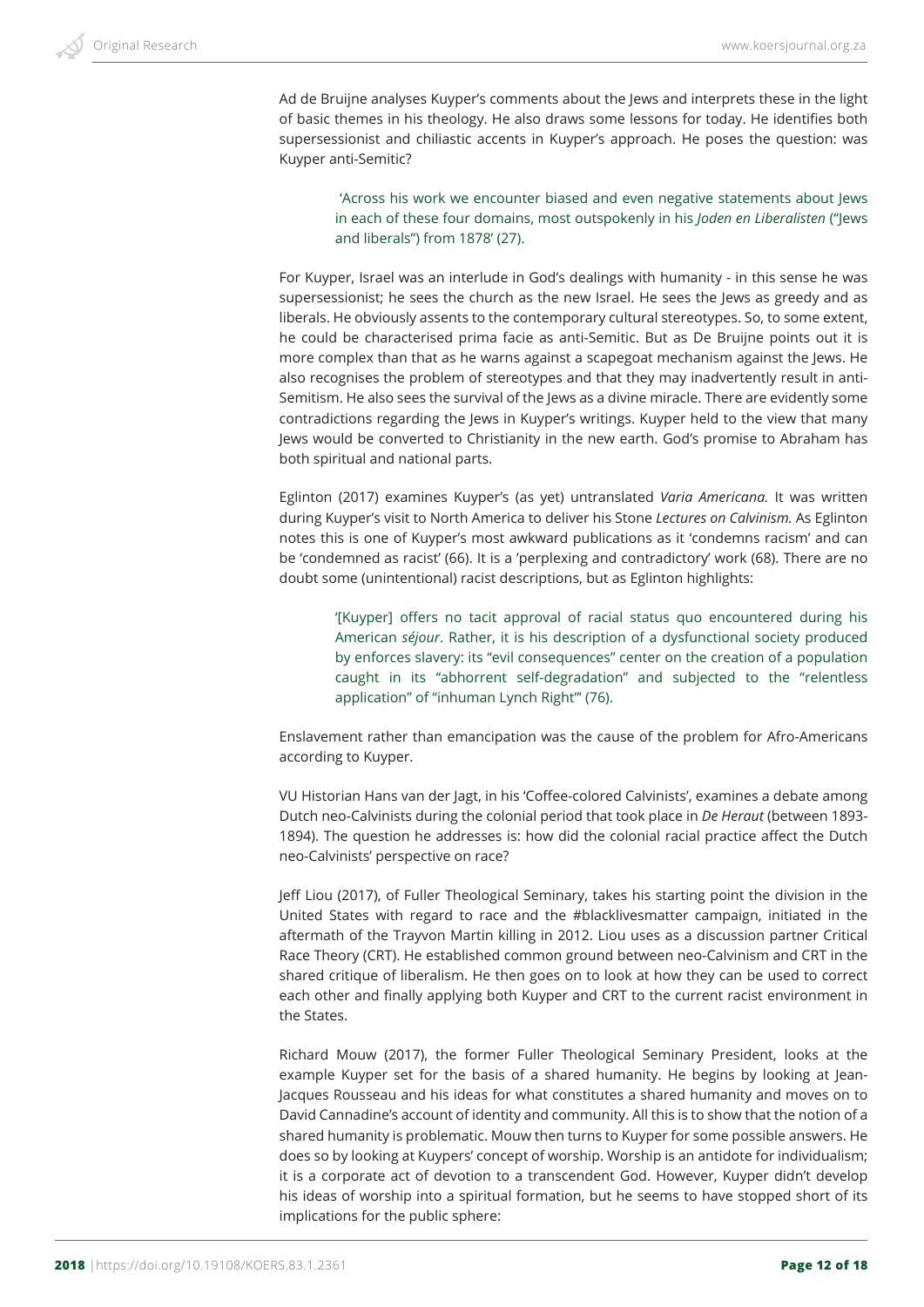Ad de Bruijne analyses Kuyper's comments about the Jews and interprets these in the light of basic themes in his theology. He also draws some lessons for today. He identifies both supersessionist and chiliastic accents in Kuyper's approach. He poses the question: was Kuyper anti-Semitic?

> 'Across his work we encounter biased and even negative statements about Jews in each of these four domains, most outspokenly in his *Joden en Liberalisten* ("Jews and liberals") from 1878' (27).

For Kuyper, Israel was an interlude in God's dealings with humanity - in this sense he was supersessionist; he sees the church as the new Israel. He sees the Jews as greedy and as liberals. He obviously assents to the contemporary cultural stereotypes. So, to some extent, he could be characterised prima facie as anti-Semitic. But as De Bruijne points out it is more complex than that as he warns against a scapegoat mechanism against the Jews. He also recognises the problem of stereotypes and that they may inadvertently result in anti-Semitism. He also sees the survival of the Jews as a divine miracle. There are evidently some contradictions regarding the Jews in Kuyper's writings. Kuyper held to the view that many Jews would be converted to Christianity in the new earth. God's promise to Abraham has both spiritual and national parts.

Eglinton (2017) examines Kuyper's (as yet) untranslated *Varia Americana.* It was written during Kuyper's visit to North America to deliver his Stone *Lectures on Calvinism.* As Eglinton notes this is one of Kuyper's most awkward publications as it 'condemns racism' and can be 'condemned as racist' (66). It is a 'perplexing and contradictory' work (68). There are no doubt some (unintentional) racist descriptions, but as Eglinton highlights:

> '[Kuyper] offers no tacit approval of racial status quo encountered during his American *séjour*. Rather, it is his description of a dysfunctional society produced by enforces slavery: its "evil consequences" center on the creation of a population caught in its "abhorrent self-degradation" and subjected to the "relentless application" of "inhuman Lynch Right"' (76).

Enslavement rather than emancipation was the cause of the problem for Afro-Americans according to Kuyper.

VU Historian Hans van der Jagt, in his 'Coffee-colored Calvinists', examines a debate among Dutch neo-Calvinists during the colonial period that took place in *De Heraut* (between 1893-1894). The question he addresses is: how did the colonial racial practice affect the Dutch neo-Calvinists' perspective on race?

Jeff Liou (2017), of Fuller Theological Seminary, takes his starting point the division in the United States with regard to race and the #blacklivesmatter campaign, initiated in the aftermath of the Trayvon Martin killing in 2012. Liou uses as a discussion partner Critical Race Theory (CRT). He established common ground between neo-Calvinism and CRT in the shared critique of liberalism. He then goes on to look at how they can be used to correct each other and finally applying both Kuyper and CRT to the current racist environment in the States.

Richard Mouw (2017), the former Fuller Theological Seminary President, looks at the example Kuyper set for the basis of a shared humanity. He begins by looking at Jean-Jacques Rousseau and his ideas for what constitutes a shared humanity and moves on to David Cannadine's account of identity and community. All this is to show that the notion of a shared humanity is problematic. Mouw then turns to Kuyper for some possible answers. He does so by looking at Kuypers' concept of worship. Worship is an antidote for individualism; it is a corporate act of devotion to a transcendent God. However, Kuyper didn't develop his ideas of worship into a spiritual formation, but he seems to have stopped short of its implications for the public sphere: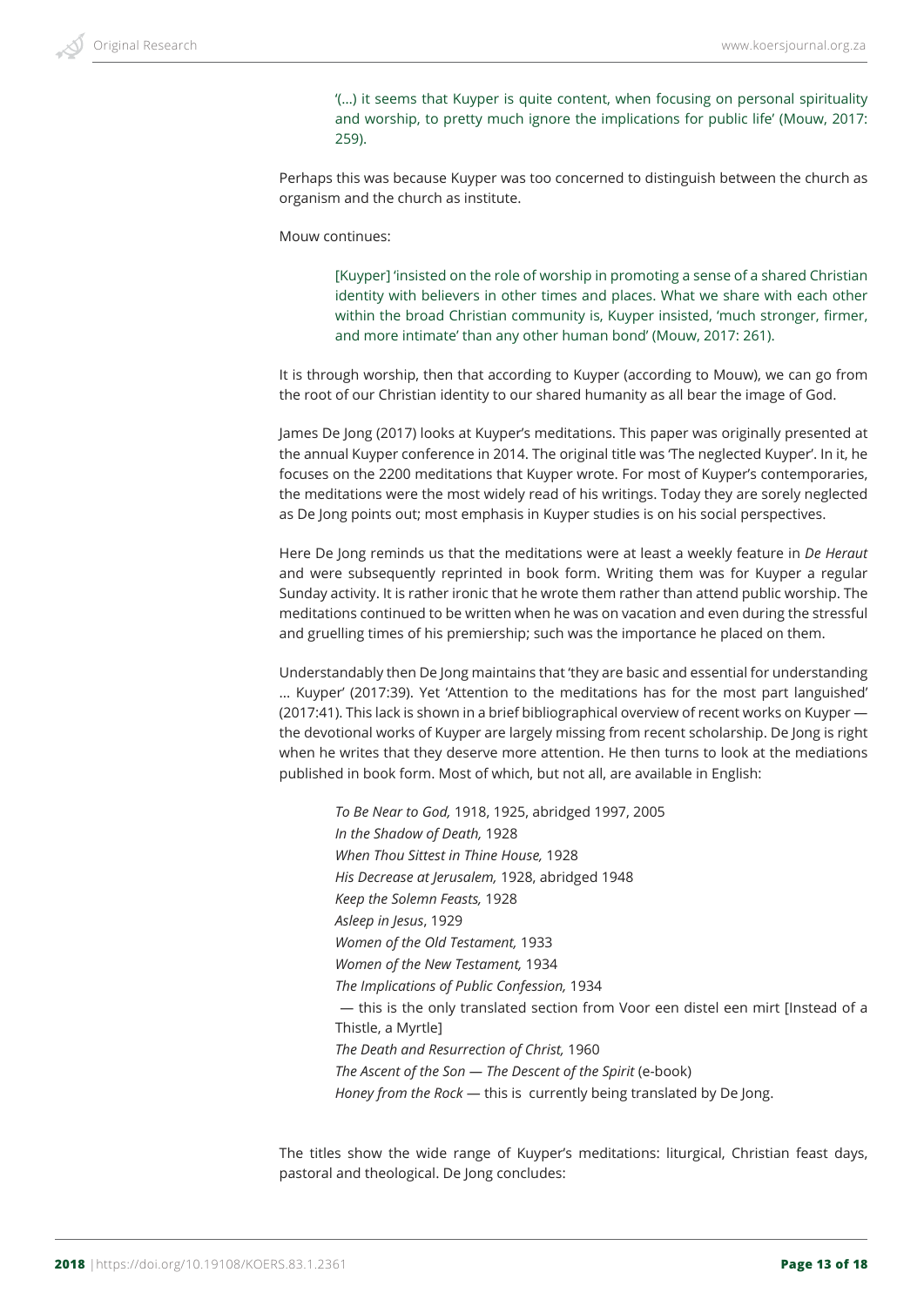> '(...) it seems that Kuyper is quite content, when focusing on personal spirituality and worship, to pretty much ignore the implications for public life' (Mouw, 2017: 259).

Perhaps this was because Kuyper was too concerned to distinguish between the church as organism and the church as institute.

Mouw continues:

> [Kuyper] 'insisted on the role of worship in promoting a sense of a shared Christian identity with believers in other times and places. What we share with each other within the broad Christian community is, Kuyper insisted, 'much stronger, firmer, and more intimate' than any other human bond' (Mouw, 2017: 261).

It is through worship, then that according to Kuyper (according to Mouw), we can go from the root of our Christian identity to our shared humanity as all bear the image of God.

James De Jong (2017) looks at Kuyper's meditations. This paper was originally presented at the annual Kuyper conference in 2014. The original title was 'The neglected Kuyper'. In it, he focuses on the 2200 meditations that Kuyper wrote. For most of Kuyper's contemporaries, the meditations were the most widely read of his writings. Today they are sorely neglected as De Jong points out; most emphasis in Kuyper studies is on his social perspectives.

Here De Jong reminds us that the meditations were at least a weekly feature in *De Heraut* and were subsequently reprinted in book form. Writing them was for Kuyper a regular Sunday activity. It is rather ironic that he wrote them rather than attend public worship. The meditations continued to be written when he was on vacation and even during the stressful and gruelling times of his premiership; such was the importance he placed on them.

Understandably then De Jong maintains that 'they are basic and essential for understanding … Kuyper' (2017:39). Yet 'Attention to the meditations has for the most part languished' (2017:41). This lack is shown in a brief bibliographical overview of recent works on Kuyper — the devotional works of Kuyper are largely missing from recent scholarship. De Jong is right when he writes that they deserve more attention. He then turns to look at the mediations published in book form. Most of which, but not all, are available in English:

> *To Be Near to God,* 1918, 1925, abridged 1997, 2005
> *In the Shadow of Death,* 1928
> *When Thou Sittest in Thine House,* 1928
> *His Decrease at Jerusalem,* 1928, abridged 1948
> *Keep the Solemn Feasts,* 1928
> *Asleep in Jesus*, 1929
> *Women of the Old Testament,* 1933
> *Women of the New Testament,* 1934
> *The Implications of Public Confession,* 1934
> — this is the only translated section from Voor een distel een mirt [Instead of a Thistle, a Myrtle]
> *The Death and Resurrection of Christ,* 1960
> *The Ascent of the Son — The Descent of the Spirit* (e-book)
> *Honey from the Rock* — this is currently being translated by De Jong.

The titles show the wide range of Kuyper's meditations: liturgical, Christian feast days, pastoral and theological. De Jong concludes: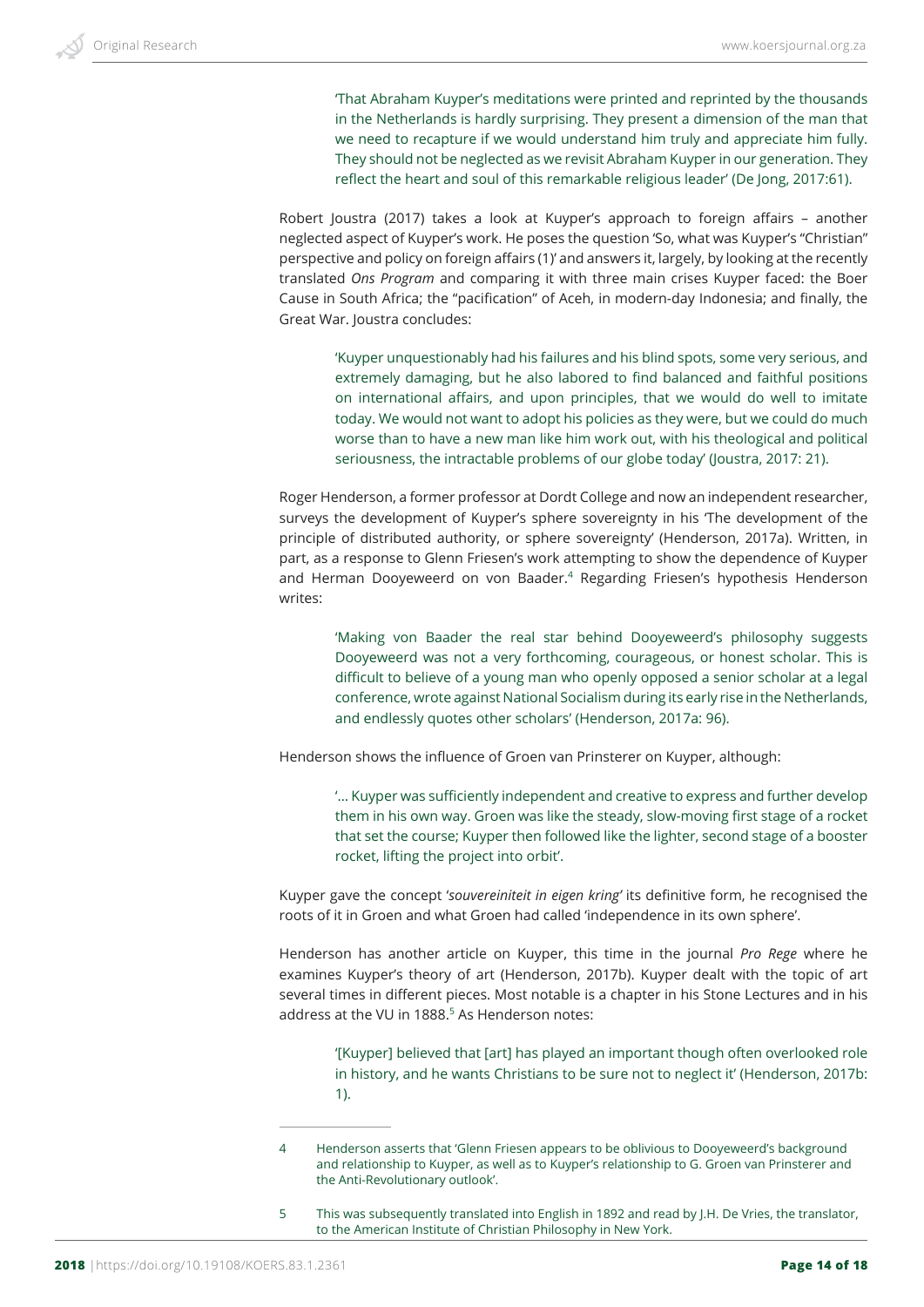> 'That Abraham Kuyper's meditations were printed and reprinted by the thousands in the Netherlands is hardly surprising. They present a dimension of the man that we need to recapture if we would understand him truly and appreciate him fully. They should not be neglected as we revisit Abraham Kuyper in our generation. They reflect the heart and soul of this remarkable religious leader' (De Jong, 2017:61).

Robert Joustra (2017) takes a look at Kuyper's approach to foreign affairs – another neglected aspect of Kuyper's work. He poses the question 'So, what was Kuyper's "Christian" perspective and policy on foreign affairs (1)' and answers it, largely, by looking at the recently translated *Ons Program* and comparing it with three main crises Kuyper faced: the Boer Cause in South Africa; the "pacification" of Aceh, in modern-day Indonesia; and finally, the Great War. Joustra concludes:

> 'Kuyper unquestionably had his failures and his blind spots, some very serious, and extremely damaging, but he also labored to find balanced and faithful positions on international affairs, and upon principles, that we would do well to imitate today. We would not want to adopt his policies as they were, but we could do much worse than to have a new man like him work out, with his theological and political seriousness, the intractable problems of our globe today' (Joustra, 2017: 21).

Roger Henderson, a former professor at Dordt College and now an independent researcher, surveys the development of Kuyper's sphere sovereignty in his 'The development of the principle of distributed authority, or sphere sovereignty' (Henderson, 2017a). Written, in part, as a response to Glenn Friesen's work attempting to show the dependence of Kuyper and Herman Dooyeweerd on von Baader.[4] Regarding Friesen's hypothesis Henderson writes:

> 'Making von Baader the real star behind Dooyeweerd's philosophy suggests Dooyeweerd was not a very forthcoming, courageous, or honest scholar. This is difficult to believe of a young man who openly opposed a senior scholar at a legal conference, wrote against National Socialism during its early rise in the Netherlands, and endlessly quotes other scholars' (Henderson, 2017a: 96).

Henderson shows the influence of Groen van Prinsterer on Kuyper, although:

> '... Kuyper was sufficiently independent and creative to express and further develop them in his own way. Groen was like the steady, slow-moving first stage of a rocket that set the course; Kuyper then followed like the lighter, second stage of a booster rocket, lifting the project into orbit'.

Kuyper gave the concept '*souvereiniteit in eigen kring'* its definitive form, he recognised the roots of it in Groen and what Groen had called 'independence in its own sphere'.

Henderson has another article on Kuyper, this time in the journal *Pro Rege* where he examines Kuyper's theory of art (Henderson, 2017b). Kuyper dealt with the topic of art several times in different pieces. Most notable is a chapter in his Stone Lectures and in his address at the VU in 1888.[5] As Henderson notes:

> '[Kuyper] believed that [art] has played an important though often overlooked role in history, and he wants Christians to be sure not to neglect it' (Henderson, 2017b: 1).

---

4 Henderson asserts that 'Glenn Friesen appears to be oblivious to Dooyeweerd's background and relationship to Kuyper, as well as to Kuyper's relationship to G. Groen van Prinsterer and the Anti-Revolutionary outlook'.

5 This was subsequently translated into English in 1892 and read by J.H. De Vries, the translator, to the American Institute of Christian Philosophy in New York.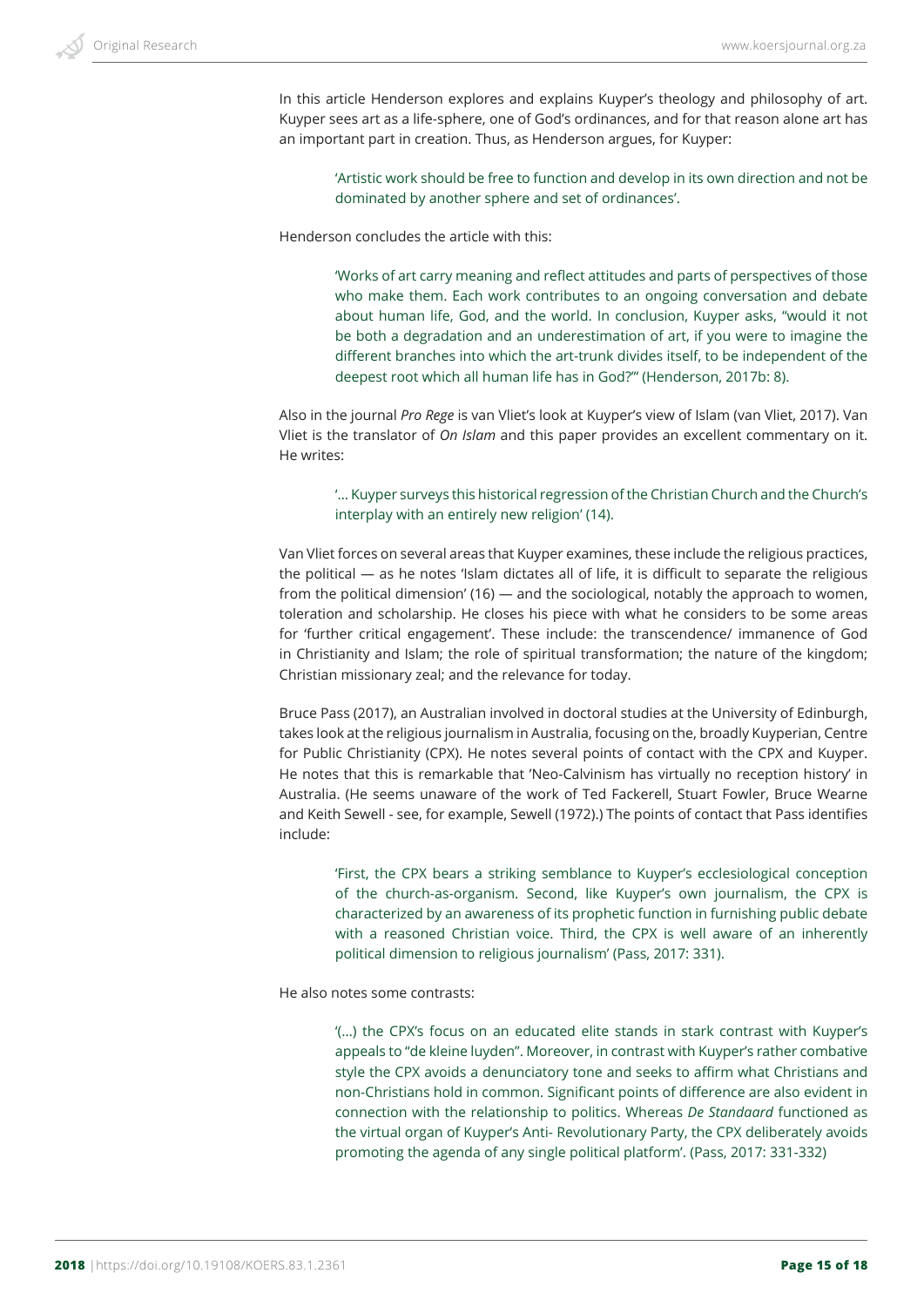In this article Henderson explores and explains Kuyper's theology and philosophy of art. Kuyper sees art as a life-sphere, one of God's ordinances, and for that reason alone art has an important part in creation. Thus, as Henderson argues, for Kuyper:

> 'Artistic work should be free to function and develop in its own direction and not be dominated by another sphere and set of ordinances'.

Henderson concludes the article with this:

> 'Works of art carry meaning and reflect attitudes and parts of perspectives of those who make them. Each work contributes to an ongoing conversation and debate about human life, God, and the world. In conclusion, Kuyper asks, "would it not be both a degradation and an underestimation of art, if you were to imagine the different branches into which the art-trunk divides itself, to be independent of the deepest root which all human life has in God?"' (Henderson, 2017b: 8).

Also in the journal *Pro Rege* is van Vliet's look at Kuyper's view of Islam (van Vliet, 2017). Van Vliet is the translator of *On Islam* and this paper provides an excellent commentary on it. He writes:

> '... Kuyper surveys this historical regression of the Christian Church and the Church's interplay with an entirely new religion' (14).

Van Vliet forces on several areas that Kuyper examines, these include the religious practices, the political — as he notes 'Islam dictates all of life, it is difficult to separate the religious from the political dimension' (16) — and the sociological, notably the approach to women, toleration and scholarship. He closes his piece with what he considers to be some areas for 'further critical engagement'. These include: the transcendence/ immanence of God in Christianity and Islam; the role of spiritual transformation; the nature of the kingdom; Christian missionary zeal; and the relevance for today.

Bruce Pass (2017), an Australian involved in doctoral studies at the University of Edinburgh, takes look at the religious journalism in Australia, focusing on the, broadly Kuyperian, Centre for Public Christianity (CPX). He notes several points of contact with the CPX and Kuyper. He notes that this is remarkable that 'Neo-Calvinism has virtually no reception history' in Australia. (He seems unaware of the work of Ted Fackerell, Stuart Fowler, Bruce Wearne and Keith Sewell - see, for example, Sewell (1972).) The points of contact that Pass identifies include:

> 'First, the CPX bears a striking semblance to Kuyper's ecclesiological conception of the church-as-organism. Second, like Kuyper's own journalism, the CPX is characterized by an awareness of its prophetic function in furnishing public debate with a reasoned Christian voice. Third, the CPX is well aware of an inherently political dimension to religious journalism' (Pass, 2017: 331).

He also notes some contrasts:

> '(...) the CPX's focus on an educated elite stands in stark contrast with Kuyper's appeals to "de kleine luyden". Moreover, in contrast with Kuyper's rather combative style the CPX avoids a denunciatory tone and seeks to affirm what Christians and non-Christians hold in common. Significant points of difference are also evident in connection with the relationship to politics. Whereas *De Standaard* functioned as the virtual organ of Kuyper's Anti- Revolutionary Party, the CPX deliberately avoids promoting the agenda of any single political platform'. (Pass, 2017: 331-332)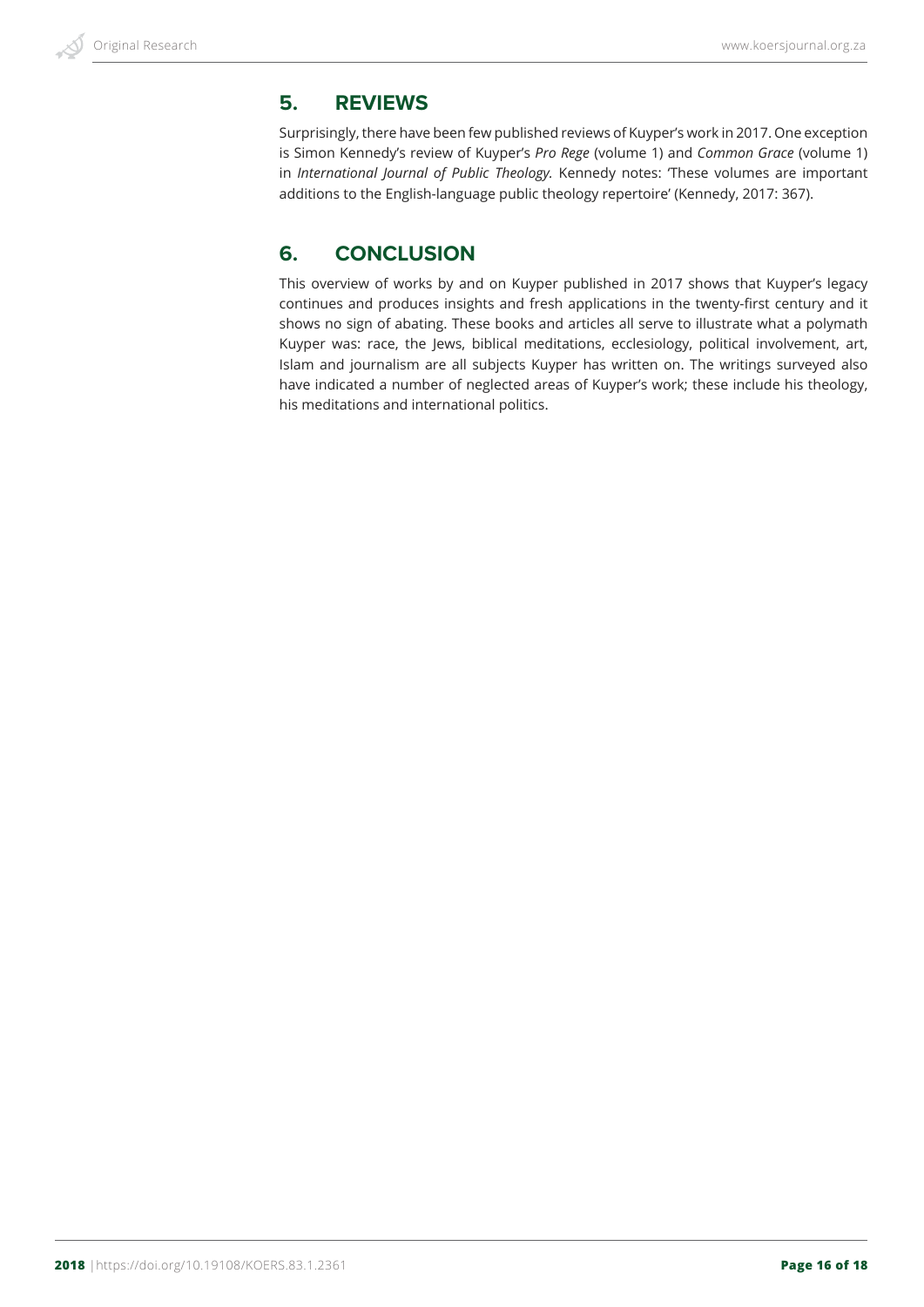## 5. REVIEWS

Surprisingly, there have been few published reviews of Kuyper's work in 2017. One exception is Simon Kennedy's review of Kuyper's *Pro Rege* (volume 1) and *Common Grace* (volume 1) in *International Journal of Public Theology.* Kennedy notes: 'These volumes are important additions to the English-language public theology repertoire' (Kennedy, 2017: 367).

## 6. CONCLUSION

This overview of works by and on Kuyper published in 2017 shows that Kuyper's legacy continues and produces insights and fresh applications in the twenty-first century and it shows no sign of abating. These books and articles all serve to illustrate what a polymath Kuyper was: race, the Jews, biblical meditations, ecclesiology, political involvement, art, Islam and journalism are all subjects Kuyper has written on. The writings surveyed also have indicated a number of neglected areas of Kuyper's work; these include his theology, his meditations and international politics.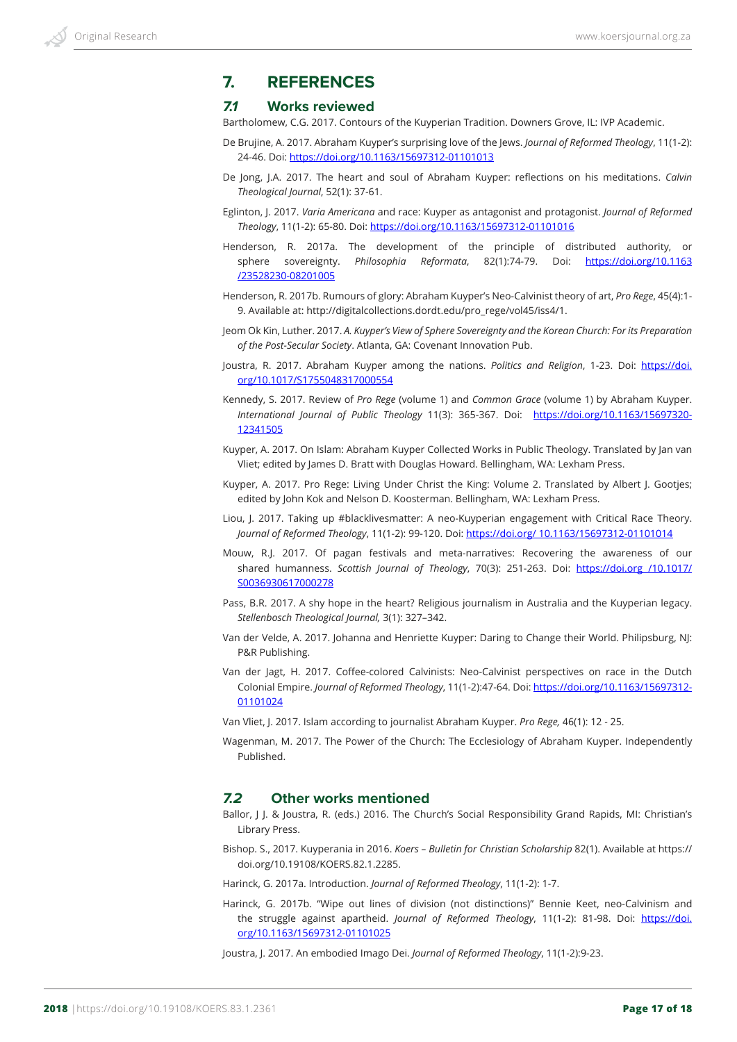# 7. REFERENCES

## 7.1 Works reviewed

Bartholomew, C.G. 2017. Contours of the Kuyperian Tradition. Downers Grove, IL: IVP Academic.

De Brujine, A. 2017. Abraham Kuyper's surprising love of the Jews. *Journal of Reformed Theology*, 11(1-2): 24-46. Doi: https://doi.org/10.1163/15697312-01101013

De Jong, J.A. 2017. The heart and soul of Abraham Kuyper: reflections on his meditations. *Calvin Theological Journal*, 52(1): 37-61.

Eglinton, J. 2017. *Varia Americana* and race: Kuyper as antagonist and protagonist. *Journal of Reformed Theology*, 11(1-2): 65-80. Doi: https://doi.org/10.1163/15697312-01101016

Henderson, R. 2017a. The development of the principle of distributed authority, or sphere sovereignty. *Philosophia Reformata*, 82(1):74-79. Doi: https://doi.org/10.1163/23528230-08201005

Henderson, R. 2017b. Rumours of glory: Abraham Kuyper's Neo-Calvinist theory of art, *Pro Rege*, 45(4):1-9. Available at: http://digitalcollections.dordt.edu/pro_rege/vol45/iss4/1.

Jeom Ok Kin, Luther. 2017. *A. Kuyper's View of Sphere Sovereignty and the Korean Church: For its Preparation of the Post-Secular Society*. Atlanta, GA: Covenant Innovation Pub.

Joustra, R. 2017. Abraham Kuyper among the nations. *Politics and Religion*, 1-23. Doi: https://doi.org/10.1017/S1755048317000554

Kennedy, S. 2017. Review of *Pro Rege* (volume 1) and *Common Grace* (volume 1) by Abraham Kuyper. *International Journal of Public Theology* 11(3): 365-367. Doi: https://doi.org/10.1163/15697320-12341505

Kuyper, A. 2017. On Islam: Abraham Kuyper Collected Works in Public Theology. Translated by Jan van Vliet; edited by James D. Bratt with Douglas Howard. Bellingham, WA: Lexham Press.

Kuyper, A. 2017. Pro Rege: Living Under Christ the King: Volume 2. Translated by Albert J. Gootjes; edited by John Kok and Nelson D. Koosterman. Bellingham, WA: Lexham Press.

Liou, J. 2017. Taking up #blacklivesmatter: A neo-Kuyperian engagement with Critical Race Theory. *Journal of Reformed Theology*, 11(1-2): 99-120. Doi: https://doi.org/ 10.1163/15697312-01101014

Mouw, R.J. 2017. Of pagan festivals and meta-narratives: Recovering the awareness of our shared humanness. *Scottish Journal of Theology*, 70(3): 251-263. Doi: https://doi.org /10.1017/S0036930617000278

Pass, B.R. 2017. A shy hope in the heart? Religious journalism in Australia and the Kuyperian legacy. *Stellenbosch Theological Journal,* 3(1): 327–342.

Van der Velde, A. 2017. Johanna and Henriette Kuyper: Daring to Change their World. Philipsburg, NJ: P&R Publishing.

Van der Jagt, H. 2017. Coffee-colored Calvinists: Neo-Calvinist perspectives on race in the Dutch Colonial Empire. *Journal of Reformed Theology*, 11(1-2):47-64. Doi: https://doi.org/10.1163/15697312-01101024

Van Vliet, J. 2017. Islam according to journalist Abraham Kuyper. *Pro Rege,* 46(1): 12 - 25.

Wagenman, M. 2017. The Power of the Church: The Ecclesiology of Abraham Kuyper. Independently Published.

## 7.2 Other works mentioned

Ballor, J J. & Joustra, R. (eds.) 2016. The Church's Social Responsibility Grand Rapids, MI: Christian's Library Press.

Bishop. S., 2017. Kuyperania in 2016. *Koers – Bulletin for Christian Scholarship* 82(1). Available at https://doi.org/10.19108/KOERS.82.1.2285.

Harinck, G. 2017a. Introduction. *Journal of Reformed Theology*, 11(1-2): 1-7.

Harinck, G. 2017b. "Wipe out lines of division (not distinctions)" Bennie Keet, neo-Calvinism and the struggle against apartheid. *Journal of Reformed Theology*, 11(1-2): 81-98. Doi: https://doi.org/10.1163/15697312-01101025

Joustra, J. 2017. An embodied Imago Dei. *Journal of Reformed Theology*, 11(1-2):9-23.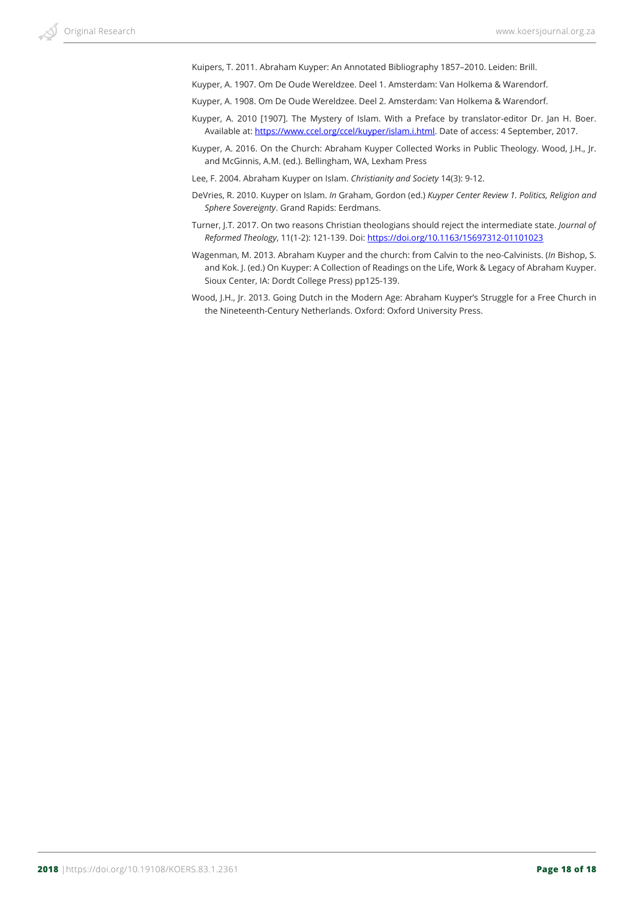Kuipers, T. 2011. Abraham Kuyper: An Annotated Bibliography 1857–2010. Leiden: Brill.

Kuyper, A. 1907. Om De Oude Wereldzee. Deel 1. Amsterdam: Van Holkema & Warendorf.

Kuyper, A. 1908. Om De Oude Wereldzee. Deel 2. Amsterdam: Van Holkema & Warendorf.

Kuyper, A. 2010 [1907]. The Mystery of Islam. With a Preface by translator-editor Dr. Jan H. Boer. Available at: https://www.ccel.org/ccel/kuyper/islam.i.html. Date of access: 4 September, 2017.

Kuyper, A. 2016. On the Church: Abraham Kuyper Collected Works in Public Theology. Wood, J.H., Jr. and McGinnis, A.M. (ed.). Bellingham, WA, Lexham Press

Lee, F. 2004. Abraham Kuyper on Islam. *Christianity and Society* 14(3): 9-12.

DeVries, R. 2010. Kuyper on Islam. *In* Graham, Gordon (ed.) *Kuyper Center Review 1. Politics, Religion and Sphere Sovereignty*. Grand Rapids: Eerdmans.

Turner, J.T. 2017. On two reasons Christian theologians should reject the intermediate state. *Journal of Reformed Theology*, 11(1-2): 121-139. Doi: https://doi.org/10.1163/15697312-01101023

Wagenman, M. 2013. Abraham Kuyper and the church: from Calvin to the neo-Calvinists. (*In* Bishop, S. and Kok. J. (ed.) On Kuyper: A Collection of Readings on the Life, Work & Legacy of Abraham Kuyper. Sioux Center, IA: Dordt College Press) pp125-139.

Wood, J.H., Jr. 2013. Going Dutch in the Modern Age: Abraham Kuyper's Struggle for a Free Church in the Nineteenth-Century Netherlands. Oxford: Oxford University Press.